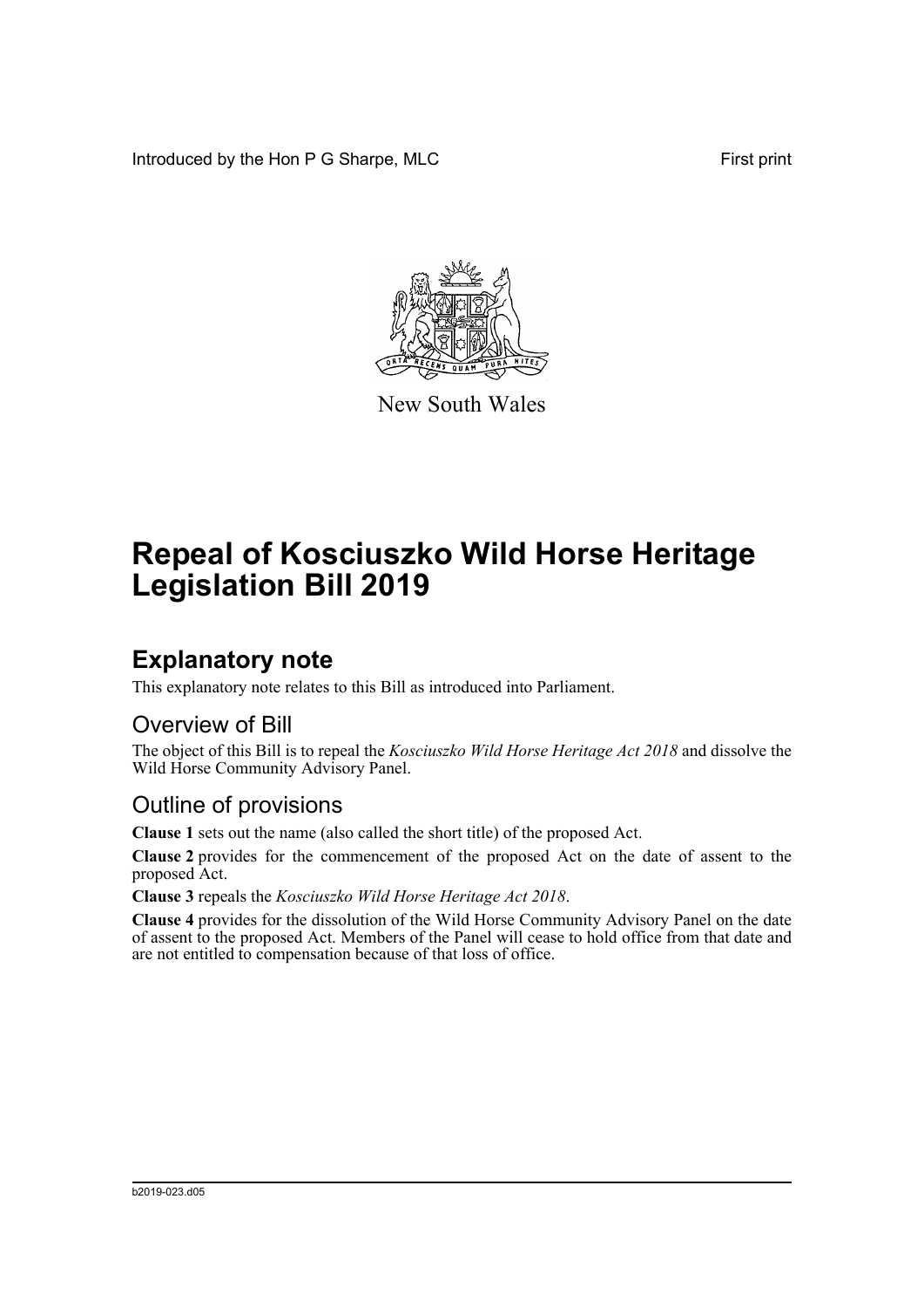Introduced by the Hon P G Sharpe, MLC First print

New South Wales

# Repeal of Kosciuszko Wild Horse Heritage Legislation Bill 2019

## Explanatory note

This explanatory note relates to this Bill as introduced into Parliament.

### Overview of Bill

The object of this Bill is to repeal the *Kosciuszko Wild Horse Heritage Act 2018* and dissolve the Wild Horse Community Advisory Panel.

### Outline of provisions

**Clause 1** sets out the name (also called the short title) of the proposed Act.

**Clause 2** provides for the commencement of the proposed Act on the date of assent to the proposed Act.

**Clause 3** repeals the *Kosciuszko Wild Horse Heritage Act 2018*.

**Clause 4** provides for the dissolution of the Wild Horse Community Advisory Panel on the date of assent to the proposed Act. Members of the Panel will cease to hold office from that date and are not entitled to compensation because of that loss of office.

b2019-023.d05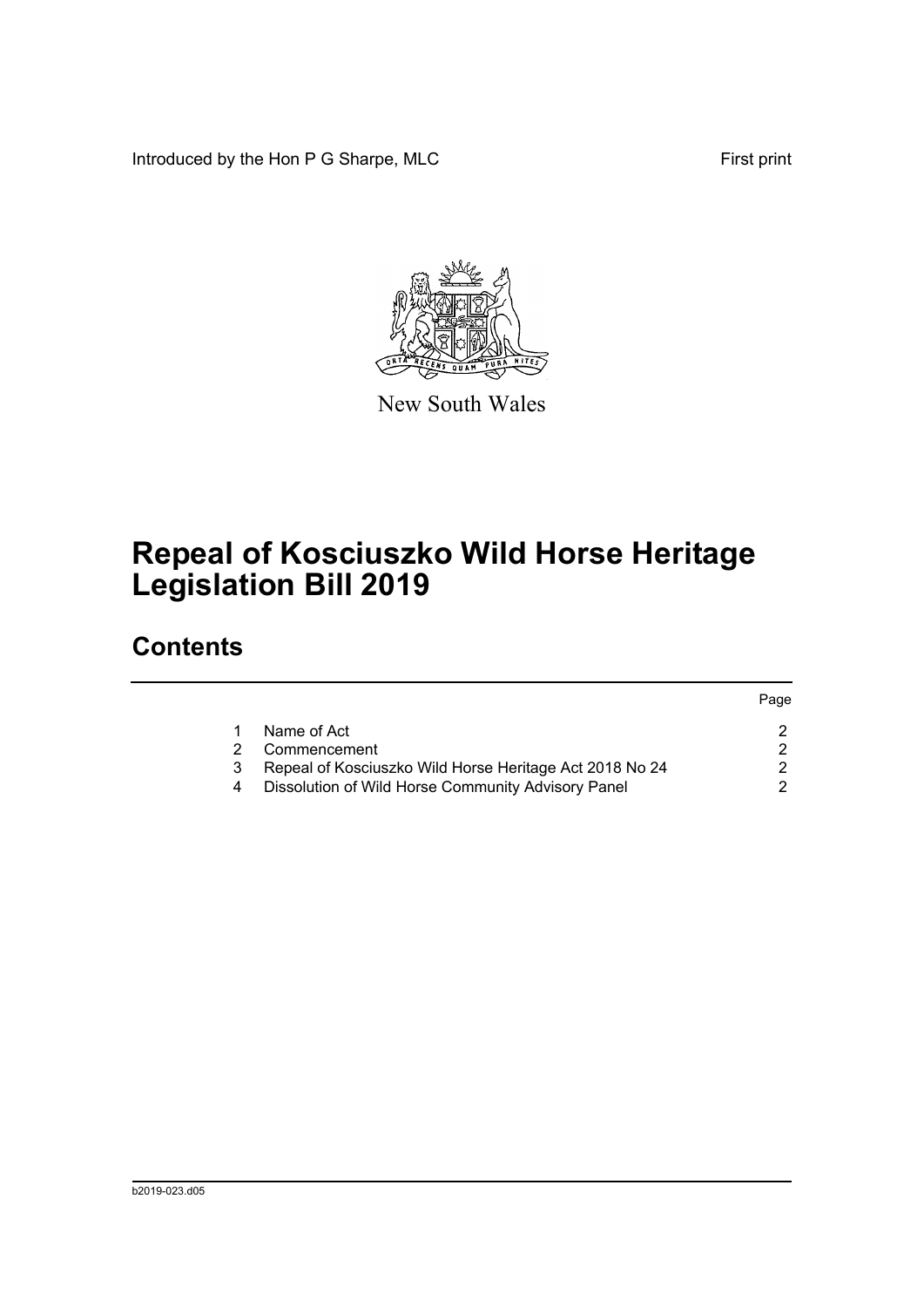Introduced by the Hon P G Sharpe, MLC

First print

New South Wales

# Repeal of Kosciuszko Wild Horse Heritage Legislation Bill 2019

## Contents

| | | Page |
|---|---|---|
| 1 | Name of Act | 2 |
| 2 | Commencement | 2 |
| 3 | Repeal of Kosciuszko Wild Horse Heritage Act 2018 No 24 | 2 |
| 4 | Dissolution of Wild Horse Community Advisory Panel | 2 |

b2019-023.d05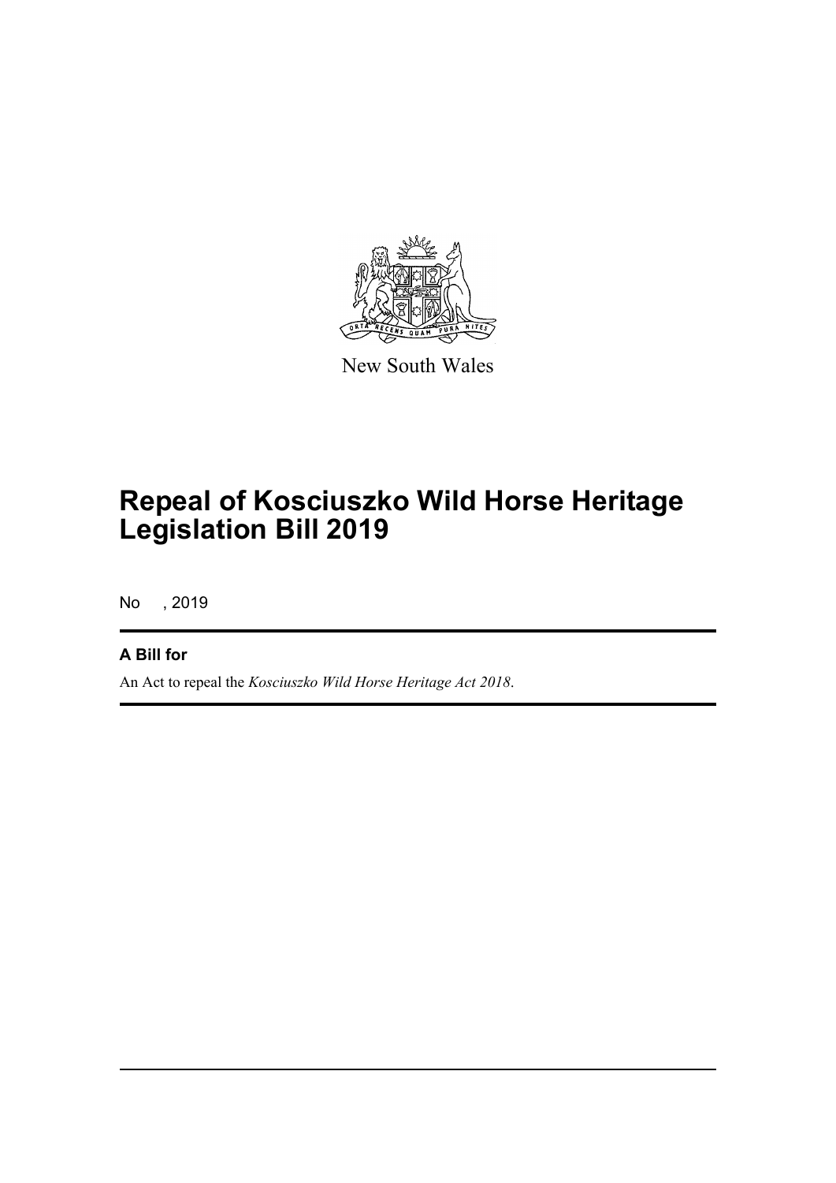New South Wales

# Repeal of Kosciuszko Wild Horse Heritage Legislation Bill 2019

No , 2019

## A Bill for

An Act to repeal the *Kosciuszko Wild Horse Heritage Act 2018*.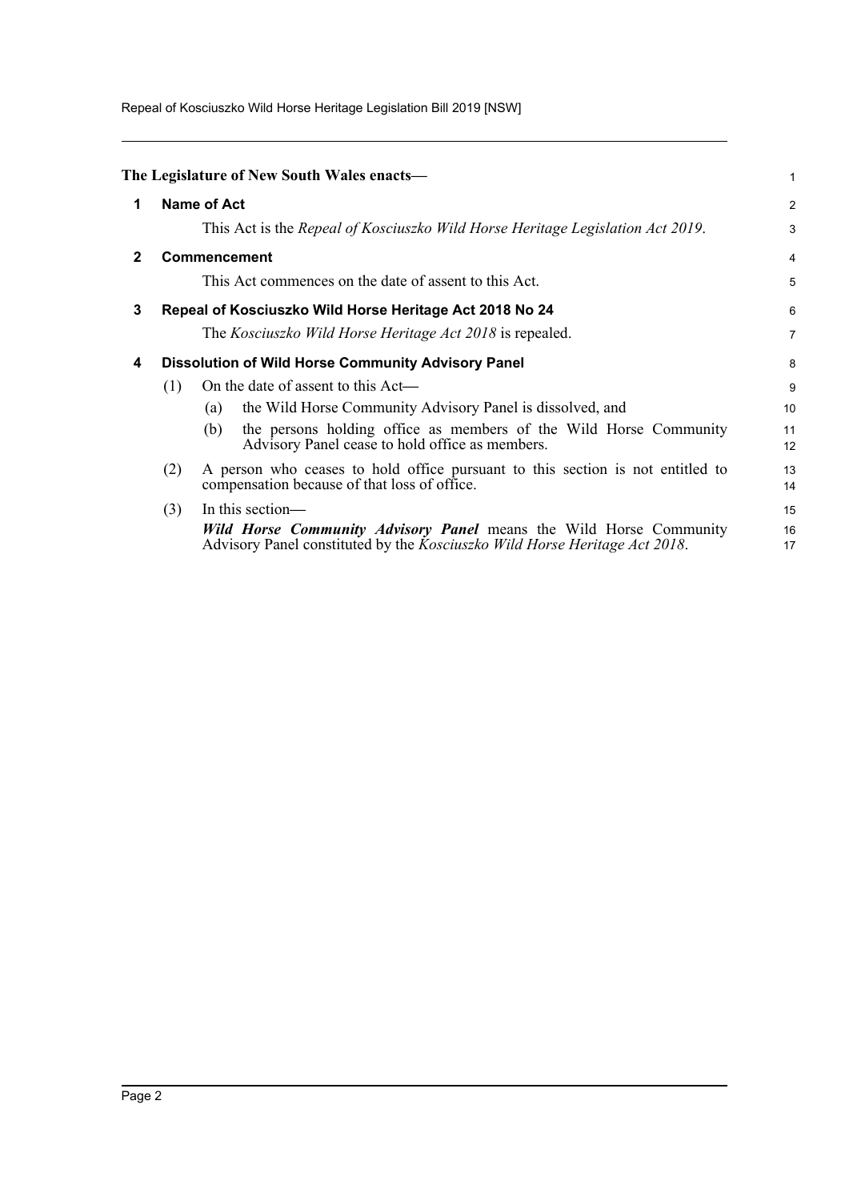**The Legislature of New South Wales enacts—**

## 1 Name of Act

This Act is the *Repeal of Kosciuszko Wild Horse Heritage Legislation Act 2019*.

## 2 Commencement

This Act commences on the date of assent to this Act.

## 3 Repeal of Kosciuszko Wild Horse Heritage Act 2018 No 24

The *Kosciuszko Wild Horse Heritage Act 2018* is repealed.

## 4 Dissolution of Wild Horse Community Advisory Panel

(1) On the date of assent to this Act—

(a) the Wild Horse Community Advisory Panel is dissolved, and

(b) the persons holding office as members of the Wild Horse Community Advisory Panel cease to hold office as members.

(2) A person who ceases to hold office pursuant to this section is not entitled to compensation because of that loss of office.

(3) In this section—

***Wild Horse Community Advisory Panel*** means the Wild Horse Community Advisory Panel constituted by the *Kosciuszko Wild Horse Heritage Act 2018*.